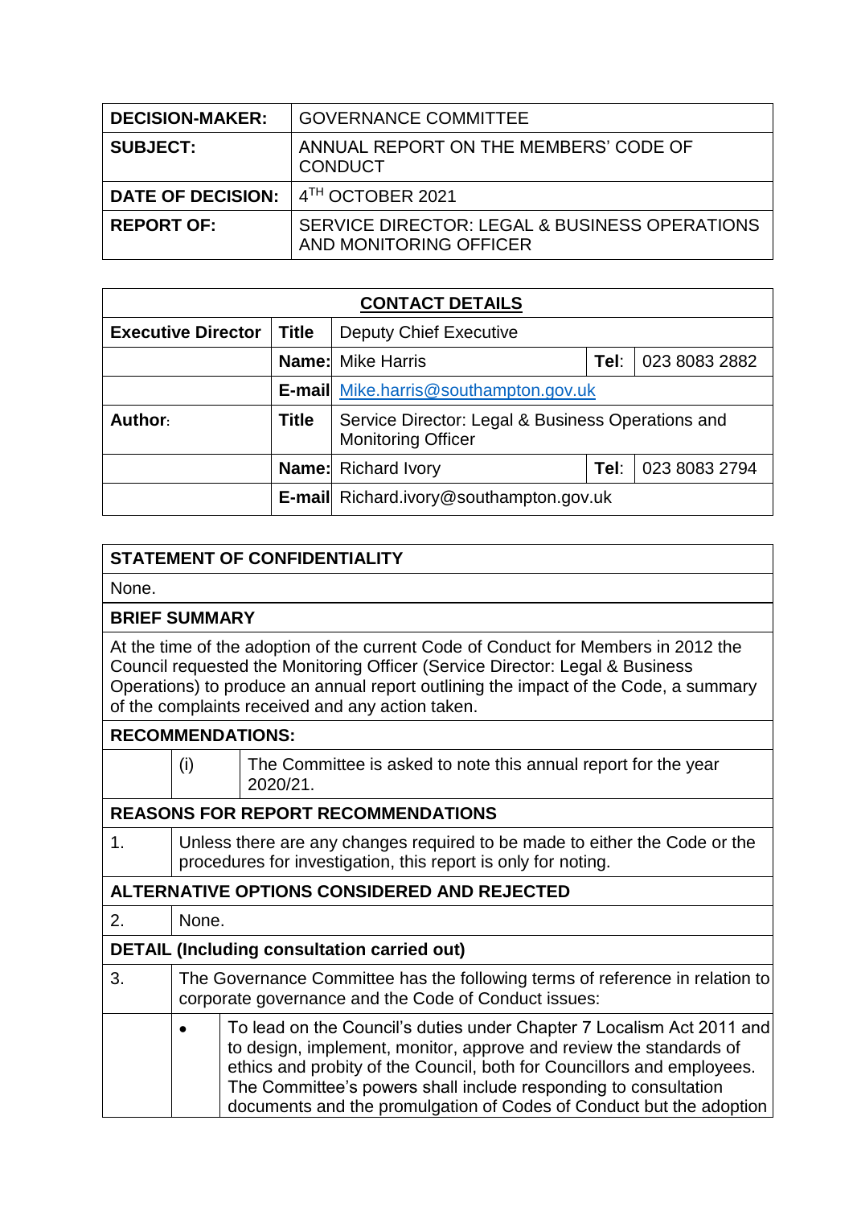| DECISION-MAKER: | GOVERNANCE COMMITTEE |
|---|---|
| SUBJECT: | ANNUAL REPORT ON THE MEMBERS' CODE OF CONDUCT |
| DATE OF DECISION: | 4TH OCTOBER 2021 |
| REPORT OF: | SERVICE DIRECTOR: LEGAL & BUSINESS OPERATIONS AND MONITORING OFFICER |

| CONTACT DETAILS | | | | |
|---|---|---|---|---|
| Executive Director | Title | Deputy Chief Executive | | |
| | Name: | Mike Harris | Tel: | 023 8083 2882 |
| | E-mail | Mike.harris@southampton.gov.uk | | |
| Author: | Title | Service Director: Legal & Business Operations and Monitoring Officer | | |
| | Name: | Richard Ivory | Tel: | 023 8083 2794 |
| | E-mail | Richard.ivory@southampton.gov.uk | | |

**STATEMENT OF CONFIDENTIALITY**

None.

**BRIEF SUMMARY**

At the time of the adoption of the current Code of Conduct for Members in 2012 the Council requested the Monitoring Officer (Service Director: Legal & Business Operations) to produce an annual report outlining the impact of the Code, a summary of the complaints received and any action taken.

**RECOMMENDATIONS:**

| | | |
|---|---|---|
| | (i) | The Committee is asked to note this annual report for the year 2020/21. |

**REASONS FOR REPORT RECOMMENDATIONS**

1. Unless there are any changes required to be made to either the Code or the procedures for investigation, this report is only for noting.

**ALTERNATIVE OPTIONS CONSIDERED AND REJECTED**

2. None.

**DETAIL (Including consultation carried out)**

3. The Governance Committee has the following terms of reference in relation to corporate governance and the Code of Conduct issues:

- To lead on the Council's duties under Chapter 7 Localism Act 2011 and to design, implement, monitor, approve and review the standards of ethics and probity of the Council, both for Councillors and employees. The Committee's powers shall include responding to consultation documents and the promulgation of Codes of Conduct but the adoption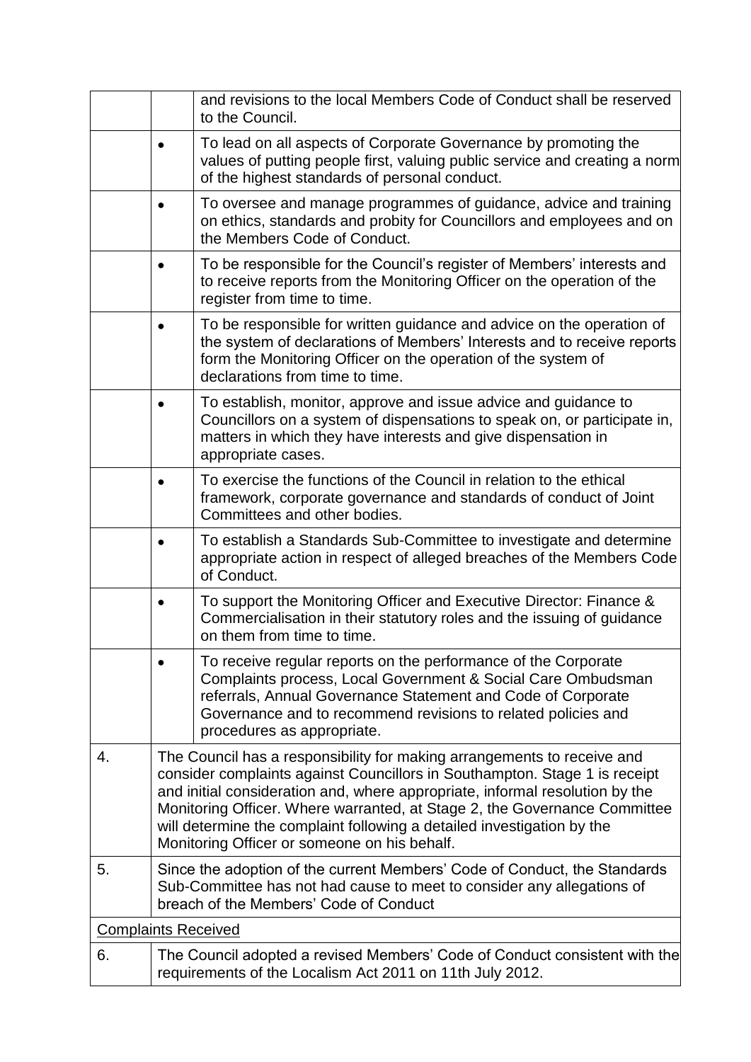| | | |
|---|---|---|
| | | and revisions to the local Members Code of Conduct shall be reserved to the Council. |
| | • | To lead on all aspects of Corporate Governance by promoting the values of putting people first, valuing public service and creating a norm of the highest standards of personal conduct. |
| | • | To oversee and manage programmes of guidance, advice and training on ethics, standards and probity for Councillors and employees and on the Members Code of Conduct. |
| | • | To be responsible for the Council's register of Members' interests and to receive reports from the Monitoring Officer on the operation of the register from time to time. |
| | • | To be responsible for written guidance and advice on the operation of the system of declarations of Members' Interests and to receive reports form the Monitoring Officer on the operation of the system of declarations from time to time. |
| | • | To establish, monitor, approve and issue advice and guidance to Councillors on a system of dispensations to speak on, or participate in, matters in which they have interests and give dispensation in appropriate cases. |
| | • | To exercise the functions of the Council in relation to the ethical framework, corporate governance and standards of conduct of Joint Committees and other bodies. |
| | • | To establish a Standards Sub-Committee to investigate and determine appropriate action in respect of alleged breaches of the Members Code of Conduct. |
| | • | To support the Monitoring Officer and Executive Director: Finance & Commercialisation in their statutory roles and the issuing of guidance on them from time to time. |
| | • | To receive regular reports on the performance of the Corporate Complaints process, Local Government & Social Care Ombudsman referrals, Annual Governance Statement and Code of Corporate Governance and to recommend revisions to related policies and procedures as appropriate. |
| 4. | The Council has a responsibility for making arrangements to receive and consider complaints against Councillors in Southampton. Stage 1 is receipt and initial consideration and, where appropriate, informal resolution by the Monitoring Officer. Where warranted, at Stage 2, the Governance Committee will determine the complaint following a detailed investigation by the Monitoring Officer or someone on his behalf. | |
| 5. | Since the adoption of the current Members' Code of Conduct, the Standards Sub-Committee has not had cause to meet to consider any allegations of breach of the Members' Code of Conduct | |
| <u>Complaints Received</u> | | |
| 6. | The Council adopted a revised Members' Code of Conduct consistent with the requirements of the Localism Act 2011 on 11th July 2012. | |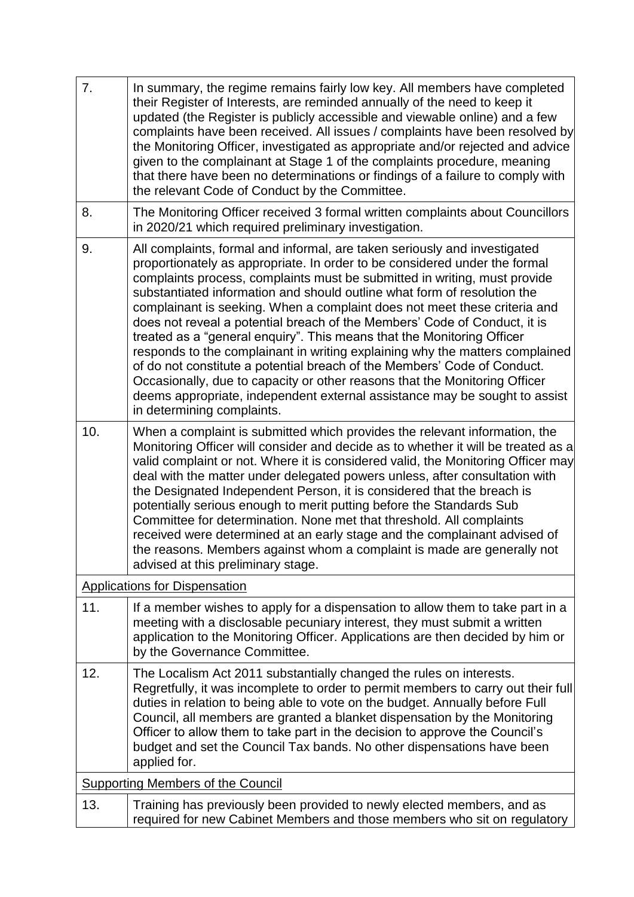| | |
|---|---|
| 7. | In summary, the regime remains fairly low key. All members have completed their Register of Interests, are reminded annually of the need to keep it updated (the Register is publicly accessible and viewable online) and a few complaints have been received. All issues / complaints have been resolved by the Monitoring Officer, investigated as appropriate and/or rejected and advice given to the complainant at Stage 1 of the complaints procedure, meaning that there have been no determinations or findings of a failure to comply with the relevant Code of Conduct by the Committee. |
| 8. | The Monitoring Officer received 3 formal written complaints about Councillors in 2020/21 which required preliminary investigation. |
| 9. | All complaints, formal and informal, are taken seriously and investigated proportionately as appropriate. In order to be considered under the formal complaints process, complaints must be submitted in writing, must provide substantiated information and should outline what form of resolution the complainant is seeking. When a complaint does not meet these criteria and does not reveal a potential breach of the Members' Code of Conduct, it is treated as a "general enquiry". This means that the Monitoring Officer responds to the complainant in writing explaining why the matters complained of do not constitute a potential breach of the Members' Code of Conduct. Occasionally, due to capacity or other reasons that the Monitoring Officer deems appropriate, independent external assistance may be sought to assist in determining complaints. |
| 10. | When a complaint is submitted which provides the relevant information, the Monitoring Officer will consider and decide as to whether it will be treated as a valid complaint or not. Where it is considered valid, the Monitoring Officer may deal with the matter under delegated powers unless, after consultation with the Designated Independent Person, it is considered that the breach is potentially serious enough to merit putting before the Standards Sub Committee for determination. None met that threshold. All complaints received were determined at an early stage and the complainant advised of the reasons. Members against whom a complaint is made are generally not advised at this preliminary stage. |
| <u>Applications for Dispensation</u> | |
| 11. | If a member wishes to apply for a dispensation to allow them to take part in a meeting with a disclosable pecuniary interest, they must submit a written application to the Monitoring Officer. Applications are then decided by him or by the Governance Committee. |
| 12. | The Localism Act 2011 substantially changed the rules on interests. Regretfully, it was incomplete to order to permit members to carry out their full duties in relation to being able to vote on the budget. Annually before Full Council, all members are granted a blanket dispensation by the Monitoring Officer to allow them to take part in the decision to approve the Council's budget and set the Council Tax bands. No other dispensations have been applied for. |
| <u>Supporting Members of the Council</u> | |
| 13. | Training has previously been provided to newly elected members, and as required for new Cabinet Members and those members who sit on regulatory |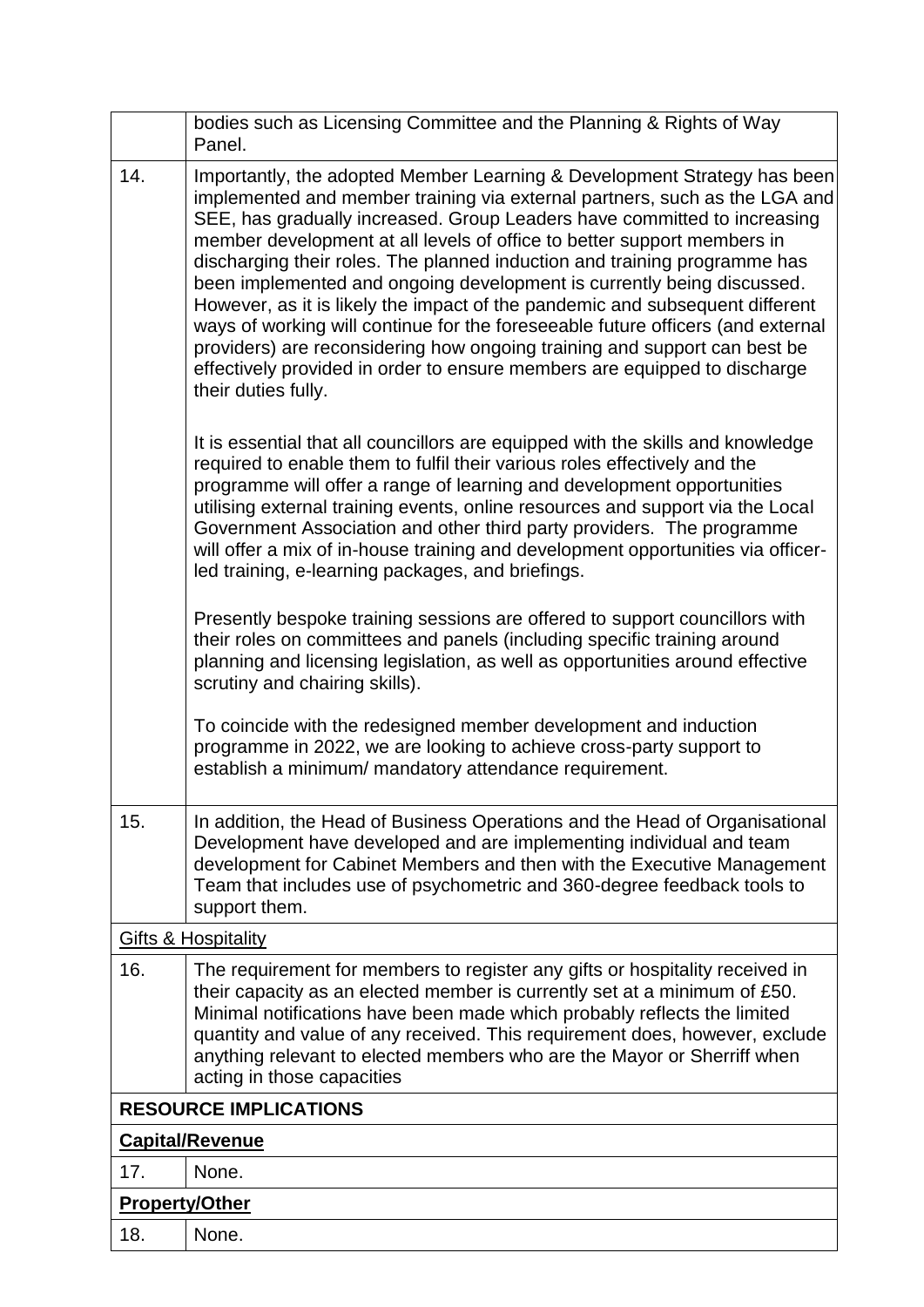| | |
|---|---|
| | bodies such as Licensing Committee and the Planning & Rights of Way Panel. |
| 14. | Importantly, the adopted Member Learning & Development Strategy has been implemented and member training via external partners, such as the LGA and SEE, has gradually increased. Group Leaders have committed to increasing member development at all levels of office to better support members in discharging their roles. The planned induction and training programme has been implemented and ongoing development is currently being discussed. However, as it is likely the impact of the pandemic and subsequent different ways of working will continue for the foreseeable future officers (and external providers) are reconsidering how ongoing training and support can best be effectively provided in order to ensure members are equipped to discharge their duties fully.<br><br>It is essential that all councillors are equipped with the skills and knowledge required to enable them to fulfil their various roles effectively and the programme will offer a range of learning and development opportunities utilising external training events, online resources and support via the Local Government Association and other third party providers. The programme will offer a mix of in-house training and development opportunities via officer-led training, e-learning packages, and briefings.<br><br>Presently bespoke training sessions are offered to support councillors with their roles on committees and panels (including specific training around planning and licensing legislation, as well as opportunities around effective scrutiny and chairing skills).<br><br>To coincide with the redesigned member development and induction programme in 2022, we are looking to achieve cross-party support to establish a minimum/ mandatory attendance requirement. |
| 15. | In addition, the Head of Business Operations and the Head of Organisational Development have developed and are implementing individual and team development for Cabinet Members and then with the Executive Management Team that includes use of psychometric and 360-degree feedback tools to support them. |
| <u>Gifts & Hospitality</u> | |
| 16. | The requirement for members to register any gifts or hospitality received in their capacity as an elected member is currently set at a minimum of £50. Minimal notifications have been made which probably reflects the limited quantity and value of any received. This requirement does, however, exclude anything relevant to elected members who are the Mayor or Sherriff when acting in those capacities |
| **RESOURCE IMPLICATIONS** | |
| **<u>Capital/Revenue</u>** | |
| 17. | None. |
| **<u>Property/Other</u>** | |
| 18. | None. |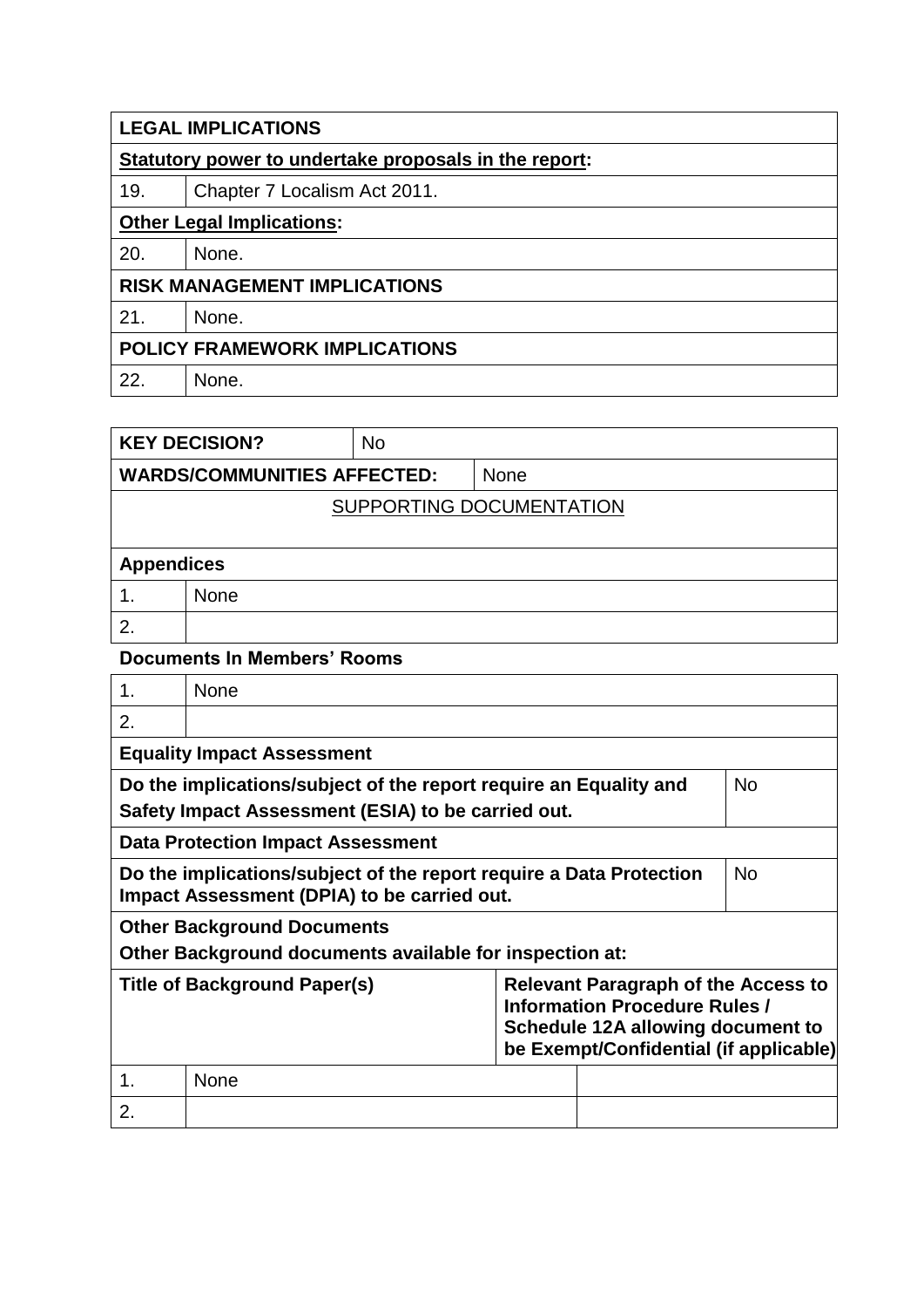| | |
|---|---|
| **LEGAL IMPLICATIONS** | |
| **Statutory power to undertake proposals in the report:** | |
| 19. | Chapter 7 Localism Act 2011. |
| **Other Legal Implications:** | |
| 20. | None. |
| **RISK MANAGEMENT IMPLICATIONS** | |
| 21. | None. |
| **POLICY FRAMEWORK IMPLICATIONS** | |
| 22. | None. |

| | |
|---|---|
| **KEY DECISION?** | No |
| **WARDS/COMMUNITIES AFFECTED:** | None |

SUPPORTING DOCUMENTATION

**Appendices**

| | |
|---|---|
| 1. | None |
| 2. | |

**Documents In Members' Rooms**

| | |
|---|---|
| 1. | None |
| 2. | |

**Equality Impact Assessment**

| | |
|---|---|
| **Do the implications/subject of the report require an Equality and Safety Impact Assessment (ESIA) to be carried out.** | No |

**Data Protection Impact Assessment**

| | |
|---|---|
| **Do the implications/subject of the report require a Data Protection Impact Assessment (DPIA) to be carried out.** | No |

**Other Background Documents**

**Other Background documents available for inspection at:**

| | **Title of Background Paper(s)** | **Relevant Paragraph of the Access to Information Procedure Rules / Schedule 12A allowing document to be Exempt/Confidential (if applicable)** |
|---|---|---|
| 1. | None | |
| 2. | | |